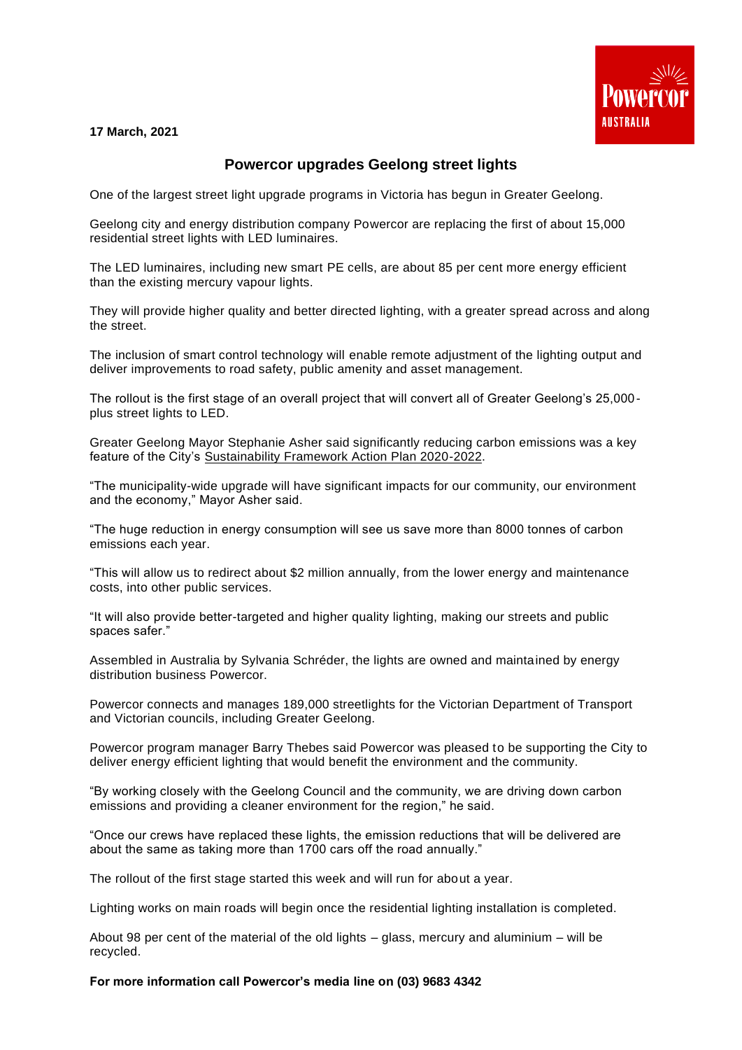**17 March, 2021**

# Powercor upgrades Geelong street lights

One of the largest street light upgrade programs in Victoria has begun in Greater Geelong.

Geelong city and energy distribution company Powercor are replacing the first of about 15,000 residential street lights with LED luminaires.

The LED luminaires, including new smart PE cells, are about 85 per cent more energy efficient than the existing mercury vapour lights.

They will provide higher quality and better directed lighting, with a greater spread across and along the street.

The inclusion of smart control technology will enable remote adjustment of the lighting output and deliver improvements to road safety, public amenity and asset management.

The rollout is the first stage of an overall project that will convert all of Greater Geelong's 25,000-plus street lights to LED.

Greater Geelong Mayor Stephanie Asher said significantly reducing carbon emissions was a key feature of the City's Sustainability Framework Action Plan 2020-2022.

"The municipality-wide upgrade will have significant impacts for our community, our environment and the economy," Mayor Asher said.

"The huge reduction in energy consumption will see us save more than 8000 tonnes of carbon emissions each year.

"This will allow us to redirect about $2 million annually, from the lower energy and maintenance costs, into other public services.

"It will also provide better-targeted and higher quality lighting, making our streets and public spaces safer."

Assembled in Australia by Sylvania Schréder, the lights are owned and maintained by energy distribution business Powercor.

Powercor connects and manages 189,000 streetlights for the Victorian Department of Transport and Victorian councils, including Greater Geelong.

Powercor program manager Barry Thebes said Powercor was pleased to be supporting the City to deliver energy efficient lighting that would benefit the environment and the community.

"By working closely with the Geelong Council and the community, we are driving down carbon emissions and providing a cleaner environment for the region," he said.

"Once our crews have replaced these lights, the emission reductions that will be delivered are about the same as taking more than 1700 cars off the road annually."

The rollout of the first stage started this week and will run for about a year.

Lighting works on main roads will begin once the residential lighting installation is completed.

About 98 per cent of the material of the old lights – glass, mercury and aluminium – will be recycled.

**For more information call Powercor's media line on (03) 9683 4342**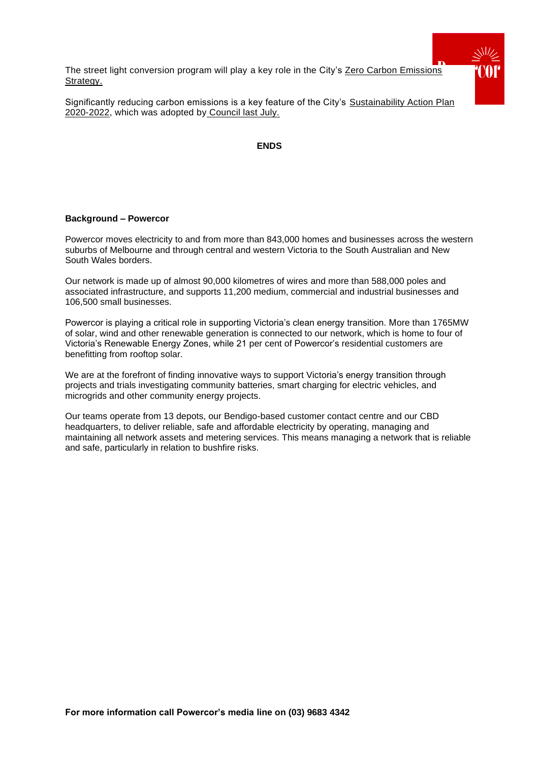The street light conversion program will play a key role in the City's Zero Carbon Emissions Strategy.

Significantly reducing carbon emissions is a key feature of the City's Sustainability Action Plan 2020-2022, which was adopted by Council last July.

**ENDS**

**Background – Powercor**

Powercor moves electricity to and from more than 843,000 homes and businesses across the western suburbs of Melbourne and through central and western Victoria to the South Australian and New South Wales borders.

Our network is made up of almost 90,000 kilometres of wires and more than 588,000 poles and associated infrastructure, and supports 11,200 medium, commercial and industrial businesses and 106,500 small businesses.

Powercor is playing a critical role in supporting Victoria's clean energy transition. More than 1765MW of solar, wind and other renewable generation is connected to our network, which is home to four of Victoria's Renewable Energy Zones, while 21 per cent of Powercor's residential customers are benefitting from rooftop solar.

We are at the forefront of finding innovative ways to support Victoria's energy transition through projects and trials investigating community batteries, smart charging for electric vehicles, and microgrids and other community energy projects.

Our teams operate from 13 depots, our Bendigo-based customer contact centre and our CBD headquarters, to deliver reliable, safe and affordable electricity by operating, managing and maintaining all network assets and metering services. This means managing a network that is reliable and safe, particularly in relation to bushfire risks.

**For more information call Powercor's media line on (03) 9683 4342**